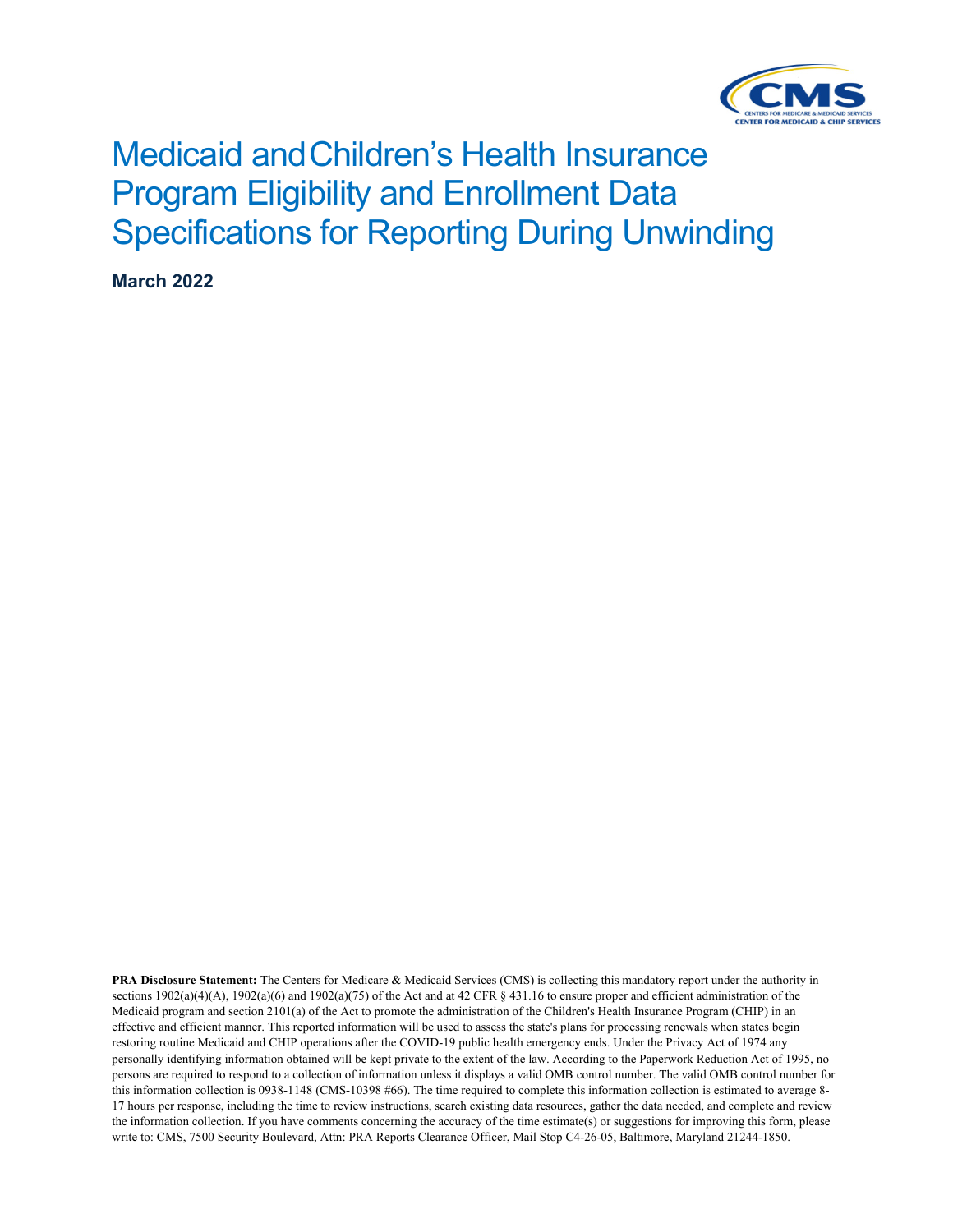# Medicaid and Children's Health Insurance Program Eligibility and Enrollment Data Specifications for Reporting During Unwinding

**March 2022**

**PRA Disclosure Statement:** The Centers for Medicare & Medicaid Services (CMS) is collecting this mandatory report under the authority in sections 1902(a)(4)(A), 1902(a)(6) and 1902(a)(75) of the Act and at 42 CFR § 431.16 to ensure proper and efficient administration of the Medicaid program and section 2101(a) of the Act to promote the administration of the Children's Health Insurance Program (CHIP) in an effective and efficient manner. This reported information will be used to assess the state's plans for processing renewals when states begin restoring routine Medicaid and CHIP operations after the COVID-19 public health emergency ends. Under the Privacy Act of 1974 any personally identifying information obtained will be kept private to the extent of the law. According to the Paperwork Reduction Act of 1995, no persons are required to respond to a collection of information unless it displays a valid OMB control number. The valid OMB control number for this information collection is 0938-1148 (CMS-10398 #66). The time required to complete this information collection is estimated to average 8-17 hours per response, including the time to review instructions, search existing data resources, gather the data needed, and complete and review the information collection. If you have comments concerning the accuracy of the time estimate(s) or suggestions for improving this form, please write to: CMS, 7500 Security Boulevard, Attn: PRA Reports Clearance Officer, Mail Stop C4-26-05, Baltimore, Maryland 21244-1850.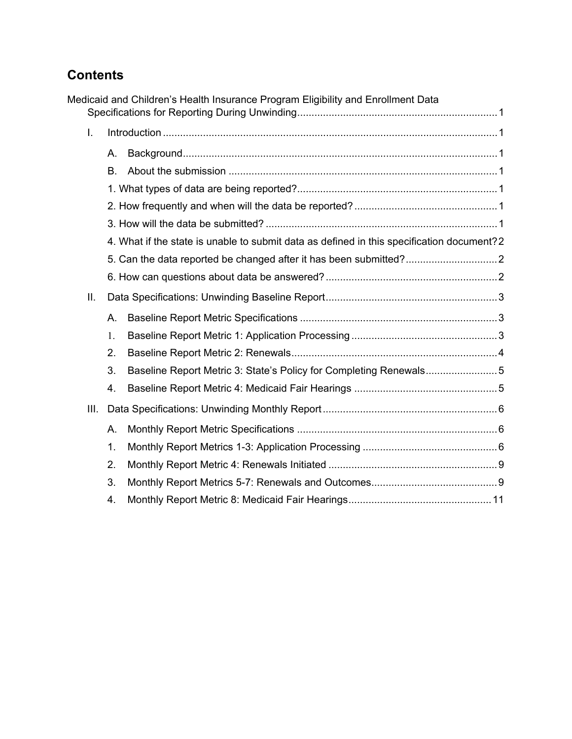## Contents

Medicaid and Children's Health Insurance Program Eligibility and Enrollment Data Specifications for Reporting During Unwinding ..... 1

- I. Introduction ..... 1
  - A. Background ..... 1
  - B. About the submission ..... 1
  - 1. What types of data are being reported? ..... 1
  - 2. How frequently and when will the data be reported? ..... 1
  - 3. How will the data be submitted? ..... 1
  - 4. What if the state is unable to submit data as defined in this specification document? ..... 2
  - 5. Can the data reported be changed after it has been submitted? ..... 2
  - 6. How can questions about data be answered? ..... 2
- II. Data Specifications: Unwinding Baseline Report ..... 3
  - A. Baseline Report Metric Specifications ..... 3
  - 1. Baseline Report Metric 1: Application Processing ..... 3
  - 2. Baseline Report Metric 2: Renewals ..... 4
  - 3. Baseline Report Metric 3: State's Policy for Completing Renewals ..... 5
  - 4. Baseline Report Metric 4: Medicaid Fair Hearings ..... 5
- III. Data Specifications: Unwinding Monthly Report ..... 6
  - A. Monthly Report Metric Specifications ..... 6
  - 1. Monthly Report Metrics 1-3: Application Processing ..... 6
  - 2. Monthly Report Metric 4: Renewals Initiated ..... 9
  - 3. Monthly Report Metrics 5-7: Renewals and Outcomes ..... 9
  - 4. Monthly Report Metric 8: Medicaid Fair Hearings ..... 11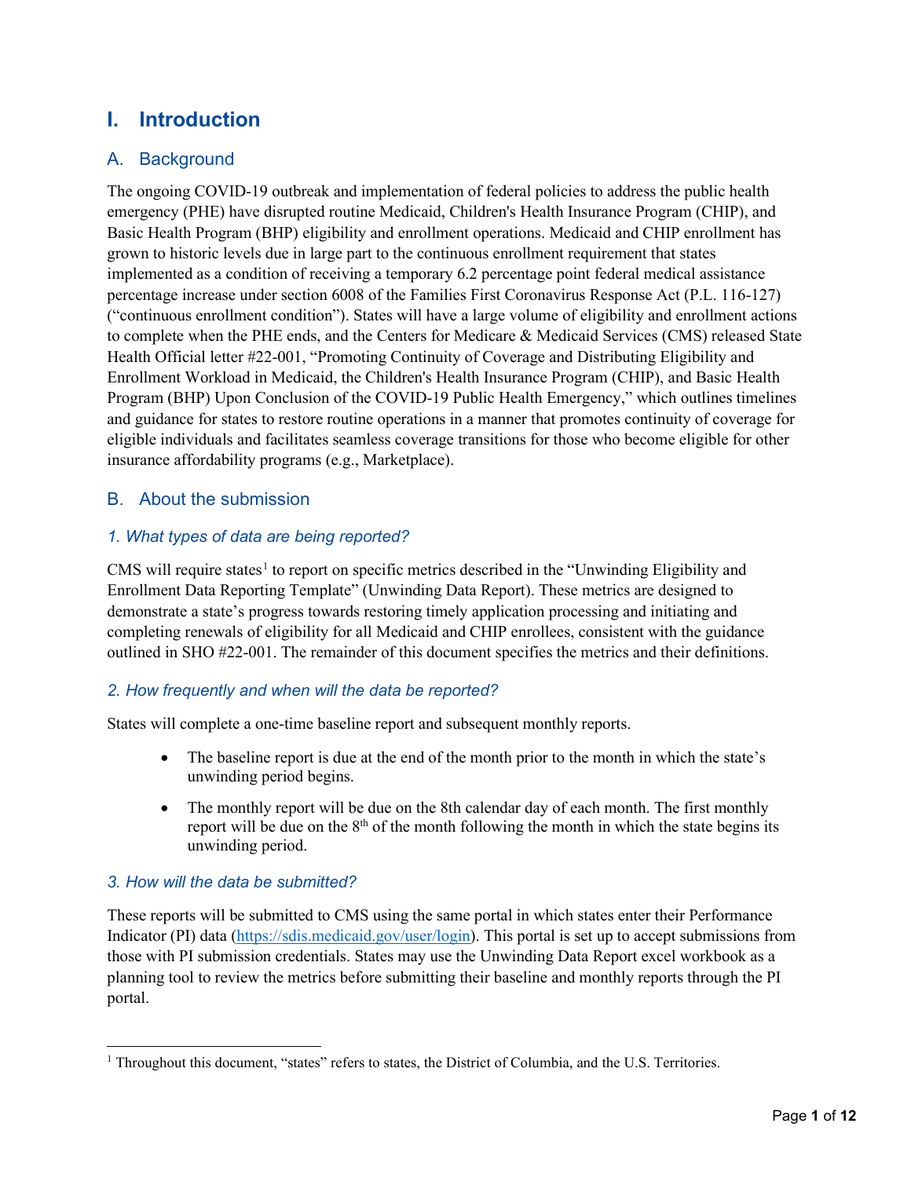# I. Introduction

## A. Background

The ongoing COVID-19 outbreak and implementation of federal policies to address the public health emergency (PHE) have disrupted routine Medicaid, Children's Health Insurance Program (CHIP), and Basic Health Program (BHP) eligibility and enrollment operations. Medicaid and CHIP enrollment has grown to historic levels due in large part to the continuous enrollment requirement that states implemented as a condition of receiving a temporary 6.2 percentage point federal medical assistance percentage increase under section 6008 of the Families First Coronavirus Response Act (P.L. 116-127) ("continuous enrollment condition"). States will have a large volume of eligibility and enrollment actions to complete when the PHE ends, and the Centers for Medicare & Medicaid Services (CMS) released State Health Official letter #22-001, "Promoting Continuity of Coverage and Distributing Eligibility and Enrollment Workload in Medicaid, the Children's Health Insurance Program (CHIP), and Basic Health Program (BHP) Upon Conclusion of the COVID-19 Public Health Emergency," which outlines timelines and guidance for states to restore routine operations in a manner that promotes continuity of coverage for eligible individuals and facilitates seamless coverage transitions for those who become eligible for other insurance affordability programs (e.g., Marketplace).

## B. About the submission

### *1. What types of data are being reported?*

CMS will require states[1] to report on specific metrics described in the "Unwinding Eligibility and Enrollment Data Reporting Template" (Unwinding Data Report). These metrics are designed to demonstrate a state's progress towards restoring timely application processing and initiating and completing renewals of eligibility for all Medicaid and CHIP enrollees, consistent with the guidance outlined in SHO #22-001. The remainder of this document specifies the metrics and their definitions.

### *2. How frequently and when will the data be reported?*

States will complete a one-time baseline report and subsequent monthly reports.

- The baseline report is due at the end of the month prior to the month in which the state's unwinding period begins.
- The monthly report will be due on the 8th calendar day of each month. The first monthly report will be due on the 8th of the month following the month in which the state begins its unwinding period.

### *3. How will the data be submitted?*

These reports will be submitted to CMS using the same portal in which states enter their Performance Indicator (PI) data (https://sdis.medicaid.gov/user/login). This portal is set up to accept submissions from those with PI submission credentials. States may use the Unwinding Data Report excel workbook as a planning tool to review the metrics before submitting their baseline and monthly reports through the PI portal.

---

[1] Throughout this document, "states" refers to states, the District of Columbia, and the U.S. Territories.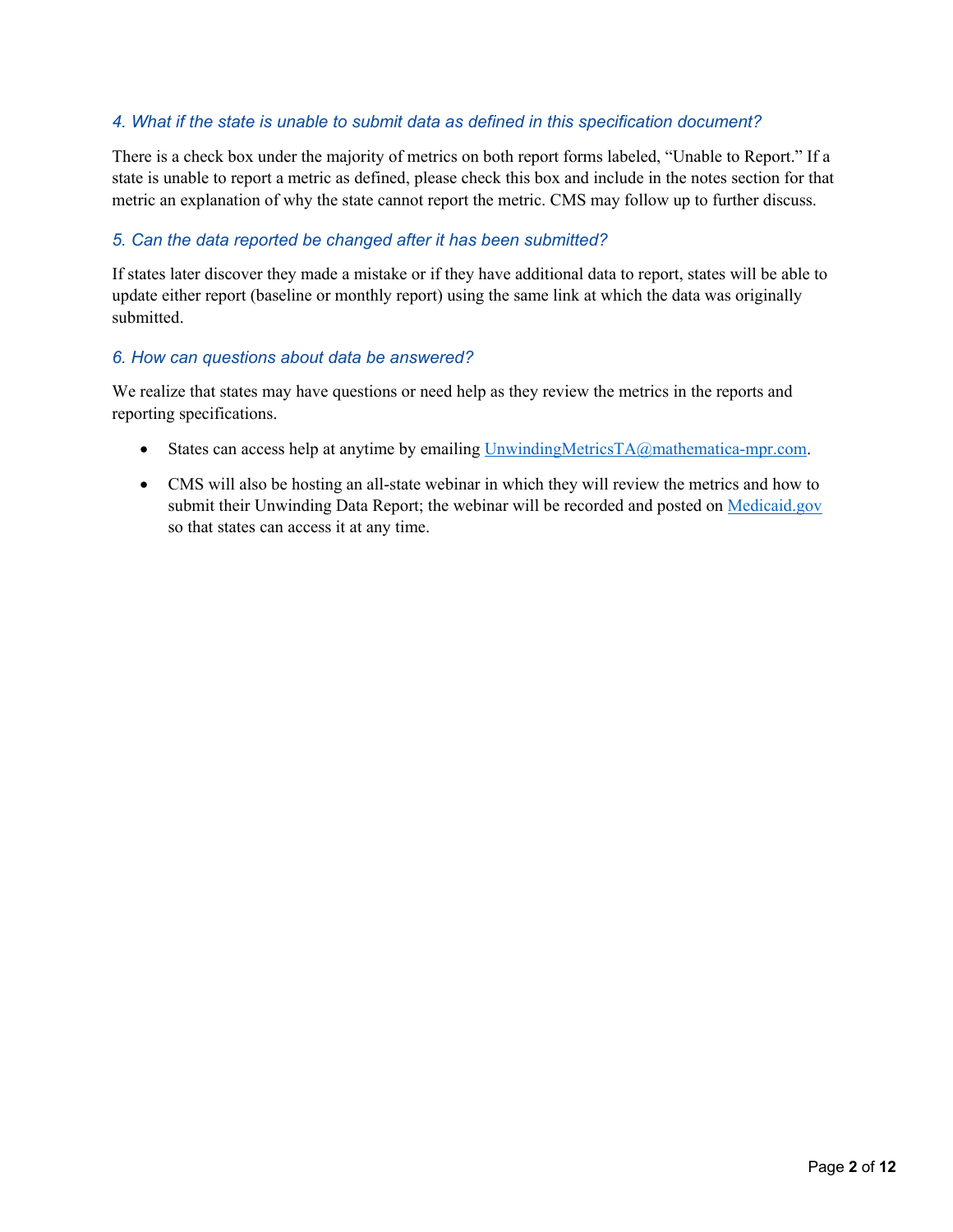### *4. What if the state is unable to submit data as defined in this specification document?*

There is a check box under the majority of metrics on both report forms labeled, "Unable to Report." If a state is unable to report a metric as defined, please check this box and include in the notes section for that metric an explanation of why the state cannot report the metric. CMS may follow up to further discuss.

### *5. Can the data reported be changed after it has been submitted?*

If states later discover they made a mistake or if they have additional data to report, states will be able to update either report (baseline or monthly report) using the same link at which the data was originally submitted.

### *6. How can questions about data be answered?*

We realize that states may have questions or need help as they review the metrics in the reports and reporting specifications.

- States can access help at anytime by emailing [UnwindingMetricsTA@mathematica-mpr.com](mailto:UnwindingMetricsTA@mathematica-mpr.com).
- CMS will also be hosting an all-state webinar in which they will review the metrics and how to submit their Unwinding Data Report; the webinar will be recorded and posted on [Medicaid.gov](Medicaid.gov) so that states can access it at any time.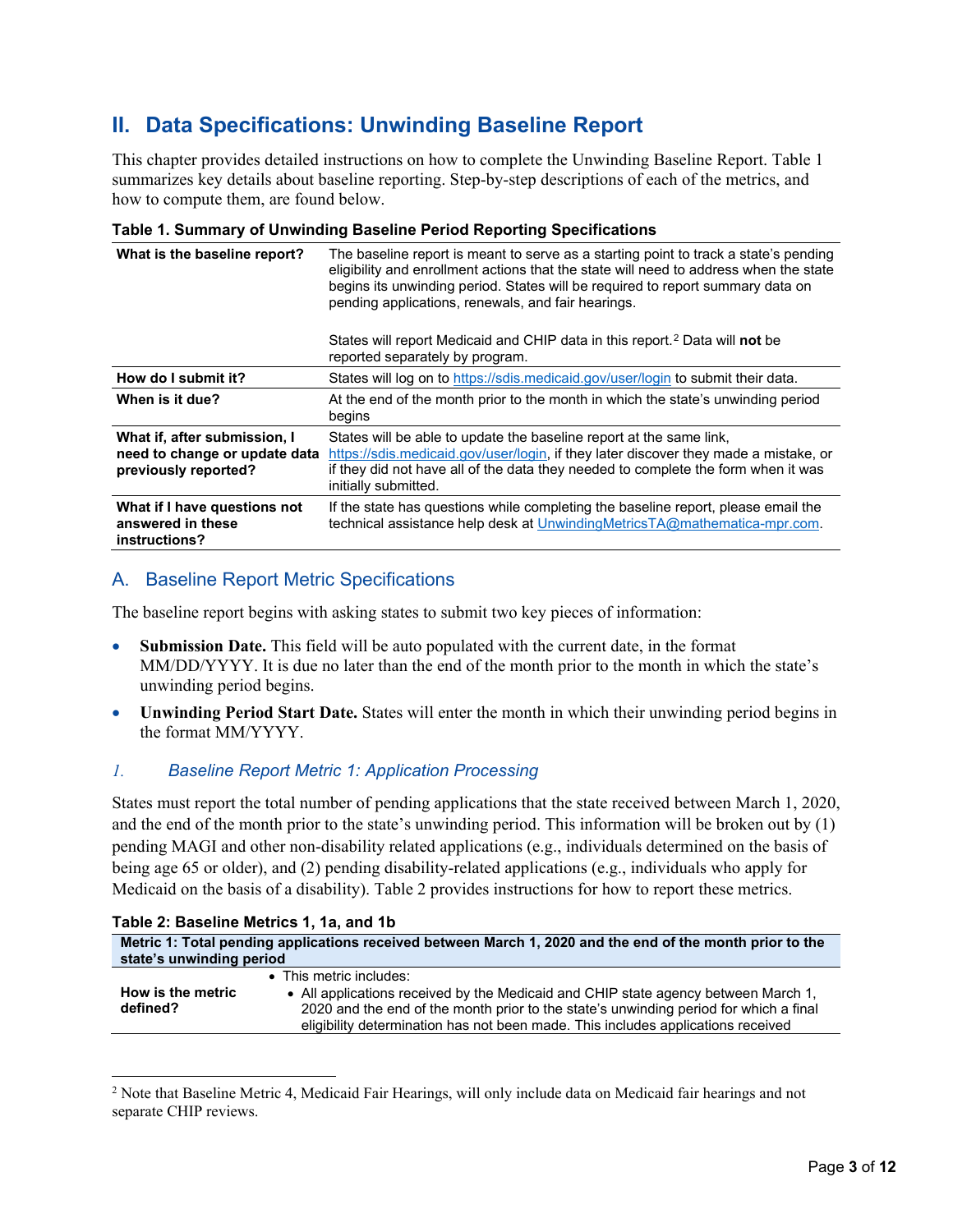## II. Data Specifications: Unwinding Baseline Report

This chapter provides detailed instructions on how to complete the Unwinding Baseline Report. Table 1 summarizes key details about baseline reporting. Step-by-step descriptions of each of the metrics, and how to compute them, are found below.

**Table 1. Summary of Unwinding Baseline Period Reporting Specifications**

| | |
|---|---|
| **What is the baseline report?** | The baseline report is meant to serve as a starting point to track a state's pending eligibility and enrollment actions that the state will need to address when the state begins its unwinding period. States will be required to report summary data on pending applications, renewals, and fair hearings.<br><br>States will report Medicaid and CHIP data in this report.[2] Data will **not** be reported separately by program. |
| **How do I submit it?** | States will log on to https://sdis.medicaid.gov/user/login to submit their data. |
| **When is it due?** | At the end of the month prior to the month in which the state's unwinding period begins |
| **What if, after submission, I need to change or update data previously reported?** | States will be able to update the baseline report at the same link, https://sdis.medicaid.gov/user/login, if they later discover they made a mistake, or if they did not have all of the data they needed to complete the form when it was initially submitted. |
| **What if I have questions not answered in these instructions?** | If the state has questions while completing the baseline report, please email the technical assistance help desk at UnwindingMetricsTA@mathematica-mpr.com. |

### A. Baseline Report Metric Specifications

The baseline report begins with asking states to submit two key pieces of information:

- **Submission Date.** This field will be auto populated with the current date, in the format MM/DD/YYYY. It is due no later than the end of the month prior to the month in which the state's unwinding period begins.
- **Unwinding Period Start Date.** States will enter the month in which their unwinding period begins in the format MM/YYYY.

#### 1. *Baseline Report Metric 1: Application Processing*

States must report the total number of pending applications that the state received between March 1, 2020, and the end of the month prior to the state's unwinding period. This information will be broken out by (1) pending MAGI and other non-disability related applications (e.g., individuals determined on the basis of being age 65 or older), and (2) pending disability-related applications (e.g., individuals who apply for Medicaid on the basis of a disability). Table 2 provides instructions for how to report these metrics.

**Table 2: Baseline Metrics 1, 1a, and 1b**

| **Metric 1: Total pending applications received between March 1, 2020 and the end of the month prior to the state's unwinding period** | |
|---|---|
| **How is the metric defined?** | • This metric includes:<br>  • All applications received by the Medicaid and CHIP state agency between March 1, 2020 and the end of the month prior to the state's unwinding period for which a final eligibility determination has not been made. This includes applications received |

[2] Note that Baseline Metric 4, Medicaid Fair Hearings, will only include data on Medicaid fair hearings and not separate CHIP reviews.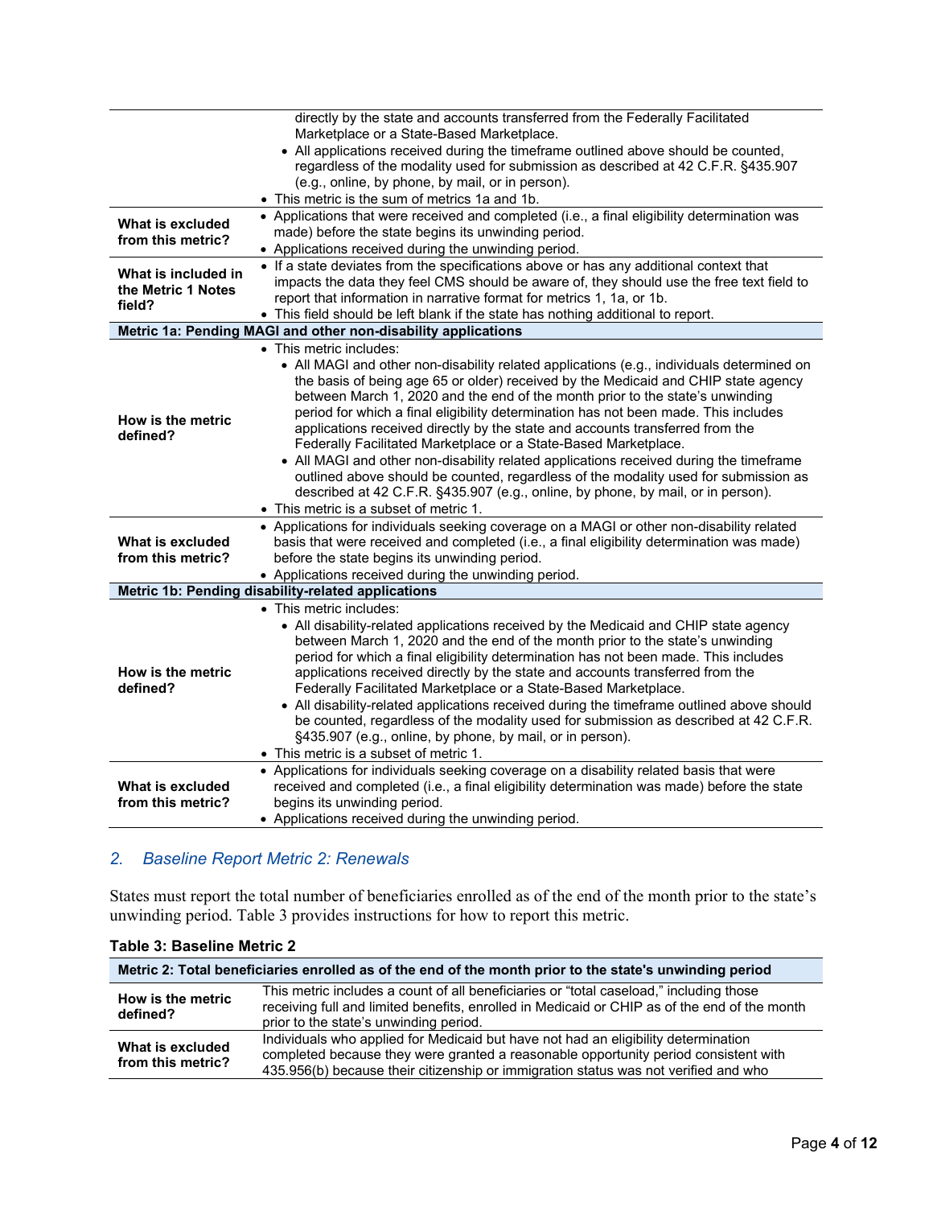| | |
|---|---|
| | directly by the state and accounts transferred from the Federally Facilitated Marketplace or a State-Based Marketplace.<br>• All applications received during the timeframe outlined above should be counted, regardless of the modality used for submission as described at 42 C.F.R. §435.907 (e.g., online, by phone, by mail, or in person).<br>• This metric is the sum of metrics 1a and 1b. |
| **What is excluded from this metric?** | • Applications that were received and completed (i.e., a final eligibility determination was made) before the state begins its unwinding period.<br>• Applications received during the unwinding period. |
| **What is included in the Metric 1 Notes field?** | • If a state deviates from the specifications above or has any additional context that impacts the data they feel CMS should be aware of, they should use the free text field to report that information in narrative format for metrics 1, 1a, or 1b.<br>• This field should be left blank if the state has nothing additional to report. |
| **Metric 1a: Pending MAGI and other non-disability applications** | |
| **How is the metric defined?** | • This metric includes:<br>• All MAGI and other non-disability related applications (e.g., individuals determined on the basis of being age 65 or older) received by the Medicaid and CHIP state agency between March 1, 2020 and the end of the month prior to the state's unwinding period for which a final eligibility determination has not been made. This includes applications received directly by the state and accounts transferred from the Federally Facilitated Marketplace or a State-Based Marketplace.<br>• All MAGI and other non-disability related applications received during the timeframe outlined above should be counted, regardless of the modality used for submission as described at 42 C.F.R. §435.907 (e.g., online, by phone, by mail, or in person).<br>• This metric is a subset of metric 1. |
| **What is excluded from this metric?** | • Applications for individuals seeking coverage on a MAGI or other non-disability related basis that were received and completed (i.e., a final eligibility determination was made) before the state begins its unwinding period.<br>• Applications received during the unwinding period. |
| **Metric 1b: Pending disability-related applications** | |
| **How is the metric defined?** | • This metric includes:<br>• All disability-related applications received by the Medicaid and CHIP state agency between March 1, 2020 and the end of the month prior to the state's unwinding period for which a final eligibility determination has not been made. This includes applications received directly by the state and accounts transferred from the Federally Facilitated Marketplace or a State-Based Marketplace.<br>• All disability-related applications received during the timeframe outlined above should be counted, regardless of the modality used for submission as described at 42 C.F.R. §435.907 (e.g., online, by phone, by mail, or in person).<br>• This metric is a subset of metric 1. |
| **What is excluded from this metric?** | • Applications for individuals seeking coverage on a disability related basis that were received and completed (i.e., a final eligibility determination was made) before the state begins its unwinding period.<br>• Applications received during the unwinding period. |

## *2. Baseline Report Metric 2: Renewals*

States must report the total number of beneficiaries enrolled as of the end of the month prior to the state's unwinding period. Table 3 provides instructions for how to report this metric.

**Table 3: Baseline Metric 2**

| **Metric 2: Total beneficiaries enrolled as of the end of the month prior to the state's unwinding period** | |
|---|---|
| **How is the metric defined?** | This metric includes a count of all beneficiaries or "total caseload," including those receiving full and limited benefits, enrolled in Medicaid or CHIP as of the end of the month prior to the state's unwinding period. |
| **What is excluded from this metric?** | Individuals who applied for Medicaid but have not had an eligibility determination completed because they were granted a reasonable opportunity period consistent with 435.956(b) because their citizenship or immigration status was not verified and who |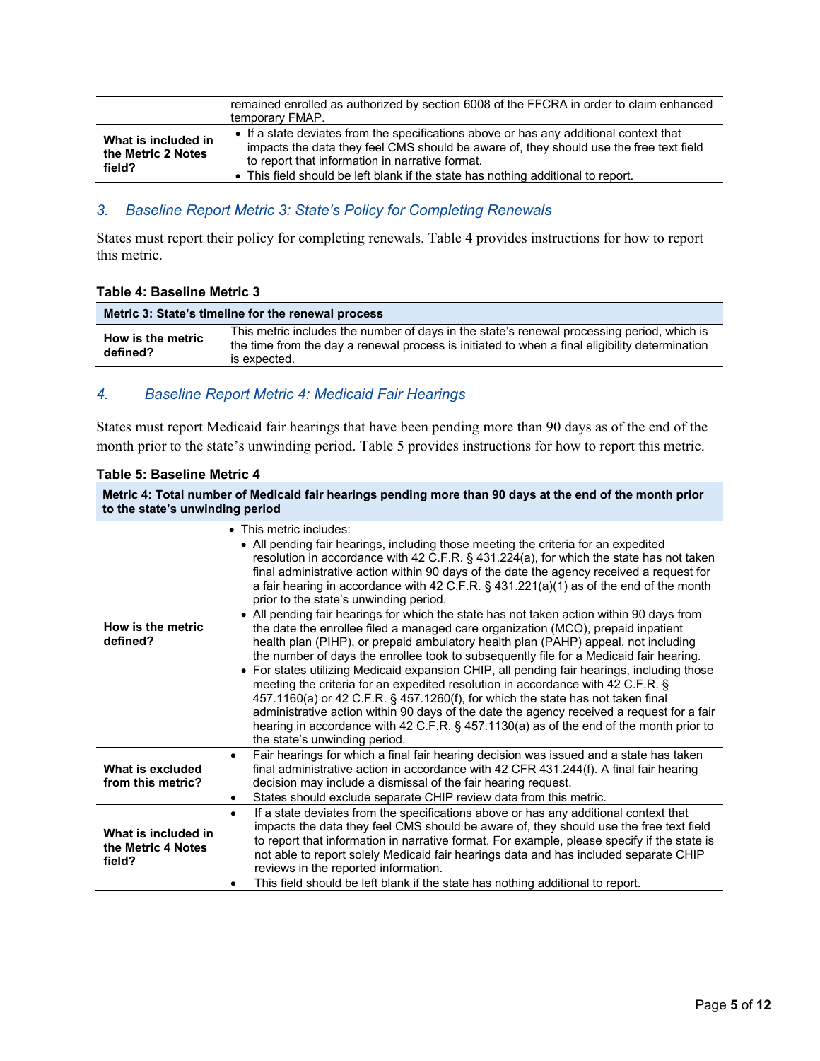| | |
|---|---|
| | remained enrolled as authorized by section 6008 of the FFCRA in order to claim enhanced temporary FMAP. |
| **What is included in the Metric 2 Notes field?** | • If a state deviates from the specifications above or has any additional context that impacts the data they feel CMS should be aware of, they should use the free text field to report that information in narrative format.<br>• This field should be left blank if the state has nothing additional to report. |

### *3. Baseline Report Metric 3: State's Policy for Completing Renewals*

States must report their policy for completing renewals. Table 4 provides instructions for how to report this metric.

**Table 4: Baseline Metric 3**

| **Metric 3: State's timeline for the renewal process** | |
|---|---|
| **How is the metric defined?** | This metric includes the number of days in the state's renewal processing period, which is the time from the day a renewal process is initiated to when a final eligibility determination is expected. |

### *4. Baseline Report Metric 4: Medicaid Fair Hearings*

States must report Medicaid fair hearings that have been pending more than 90 days as of the end of the month prior to the state's unwinding period. Table 5 provides instructions for how to report this metric.

**Table 5: Baseline Metric 4**

| **Metric 4: Total number of Medicaid fair hearings pending more than 90 days at the end of the month prior to the state's unwinding period** | |
|---|---|
| **How is the metric defined?** | • This metric includes:<br>• All pending fair hearings, including those meeting the criteria for an expedited resolution in accordance with 42 C.F.R. § 431.224(a), for which the state has not taken final administrative action within 90 days of the date the agency received a request for a fair hearing in accordance with 42 C.F.R. § 431.221(a)(1) as of the end of the month prior to the state's unwinding period.<br>• All pending fair hearings for which the state has not taken action within 90 days from the date the enrollee filed a managed care organization (MCO), prepaid inpatient health plan (PIHP), or prepaid ambulatory health plan (PAHP) appeal, not including the number of days the enrollee took to subsequently file for a Medicaid fair hearing.<br>• For states utilizing Medicaid expansion CHIP, all pending fair hearings, including those meeting the criteria for an expedited resolution in accordance with 42 C.F.R. § 457.1160(a) or 42 C.F.R. § 457.1260(f), for which the state has not taken final administrative action within 90 days of the date the agency received a request for a fair hearing in accordance with 42 C.F.R. § 457.1130(a) as of the end of the month prior to the state's unwinding period. |
| **What is excluded from this metric?** | • Fair hearings for which a final fair hearing decision was issued and a state has taken final administrative action in accordance with 42 CFR 431.244(f). A final fair hearing decision may include a dismissal of the fair hearing request.<br>• States should exclude separate CHIP review data from this metric. |
| **What is included in the Metric 4 Notes field?** | • If a state deviates from the specifications above or has any additional context that impacts the data they feel CMS should be aware of, they should use the free text field to report that information in narrative format. For example, please specify if the state is not able to report solely Medicaid fair hearings data and has included separate CHIP reviews in the reported information.<br>• This field should be left blank if the state has nothing additional to report. |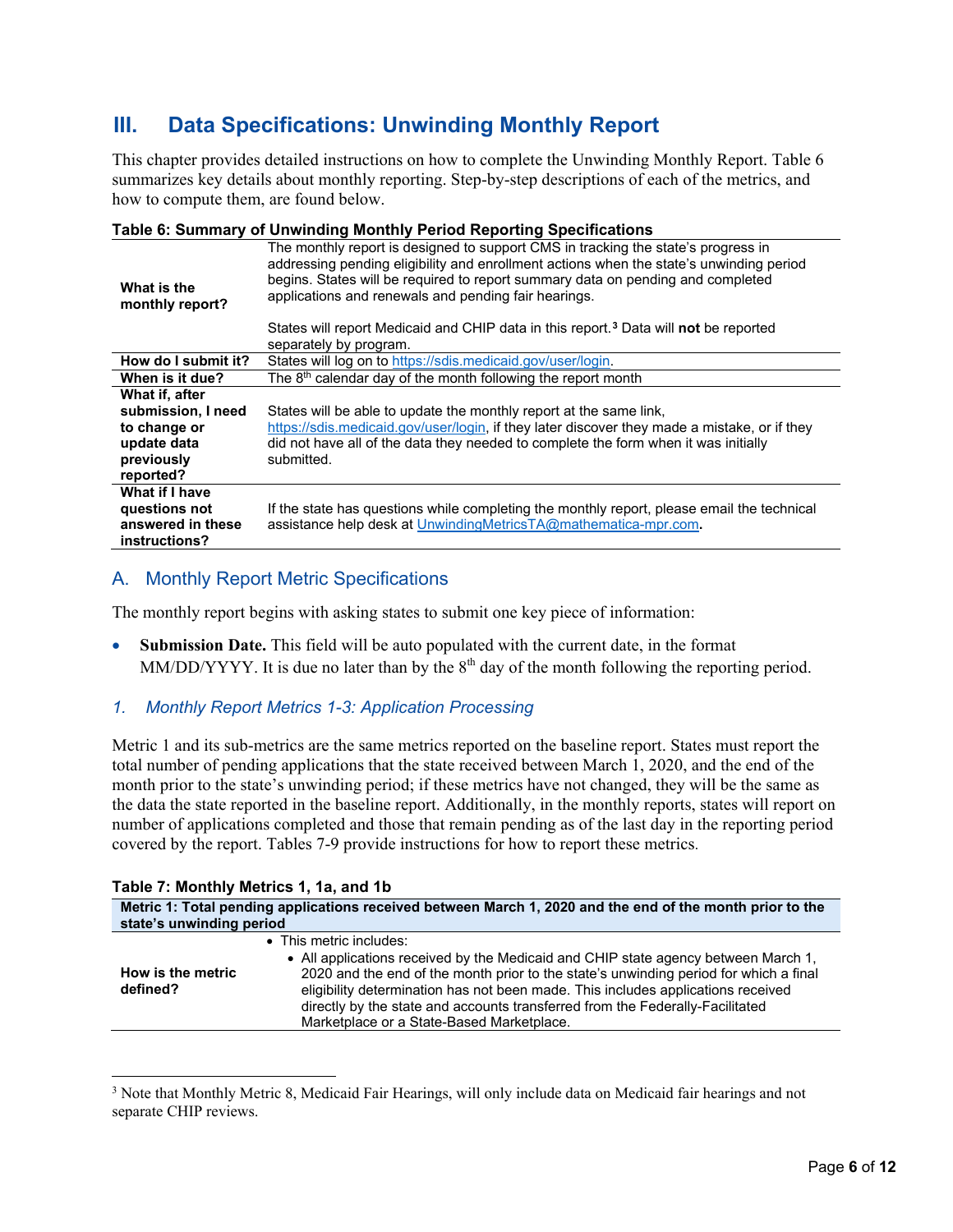## III. Data Specifications: Unwinding Monthly Report

This chapter provides detailed instructions on how to complete the Unwinding Monthly Report. Table 6 summarizes key details about monthly reporting. Step-by-step descriptions of each of the metrics, and how to compute them, are found below.

**Table 6: Summary of Unwinding Monthly Period Reporting Specifications**

| | |
|---|---|
| **What is the monthly report?** | The monthly report is designed to support CMS in tracking the state's progress in addressing pending eligibility and enrollment actions when the state's unwinding period begins. States will be required to report summary data on pending and completed applications and renewals and pending fair hearings.<br><br>States will report Medicaid and CHIP data in this report.[3] Data will **not** be reported separately by program. |
| **How do I submit it?** | States will log on to https://sdis.medicaid.gov/user/login. |
| **When is it due?** | The 8th calendar day of the month following the report month |
| **What if, after submission, I need to change or update data previously reported?** | States will be able to update the monthly report at the same link, https://sdis.medicaid.gov/user/login, if they later discover they made a mistake, or if they did not have all of the data they needed to complete the form when it was initially submitted. |
| **What if I have questions not answered in these instructions?** | If the state has questions while completing the monthly report, please email the technical assistance help desk at UnwindingMetricsTA@mathematica-mpr.com**.** |

### A. Monthly Report Metric Specifications

The monthly report begins with asking states to submit one key piece of information:

- **Submission Date.** This field will be auto populated with the current date, in the format MM/DD/YYYY. It is due no later than by the 8th day of the month following the reporting period.

#### *1. Monthly Report Metrics 1-3: Application Processing*

Metric 1 and its sub-metrics are the same metrics reported on the baseline report. States must report the total number of pending applications that the state received between March 1, 2020, and the end of the month prior to the state's unwinding period; if these metrics have not changed, they will be the same as the data the state reported in the baseline report. Additionally, in the monthly reports, states will report on number of applications completed and those that remain pending as of the last day in the reporting period covered by the report. Tables 7-9 provide instructions for how to report these metrics.

**Table 7: Monthly Metrics 1, 1a, and 1b**

| **Metric 1: Total pending applications received between March 1, 2020 and the end of the month prior to the state's unwinding period** | |
|---|---|
| **How is the metric defined?** | • This metric includes:<br>  • All applications received by the Medicaid and CHIP state agency between March 1, 2020 and the end of the month prior to the state's unwinding period for which a final eligibility determination has not been made. This includes applications received directly by the state and accounts transferred from the Federally-Facilitated Marketplace or a State-Based Marketplace. |

[3] Note that Monthly Metric 8, Medicaid Fair Hearings, will only include data on Medicaid fair hearings and not separate CHIP reviews.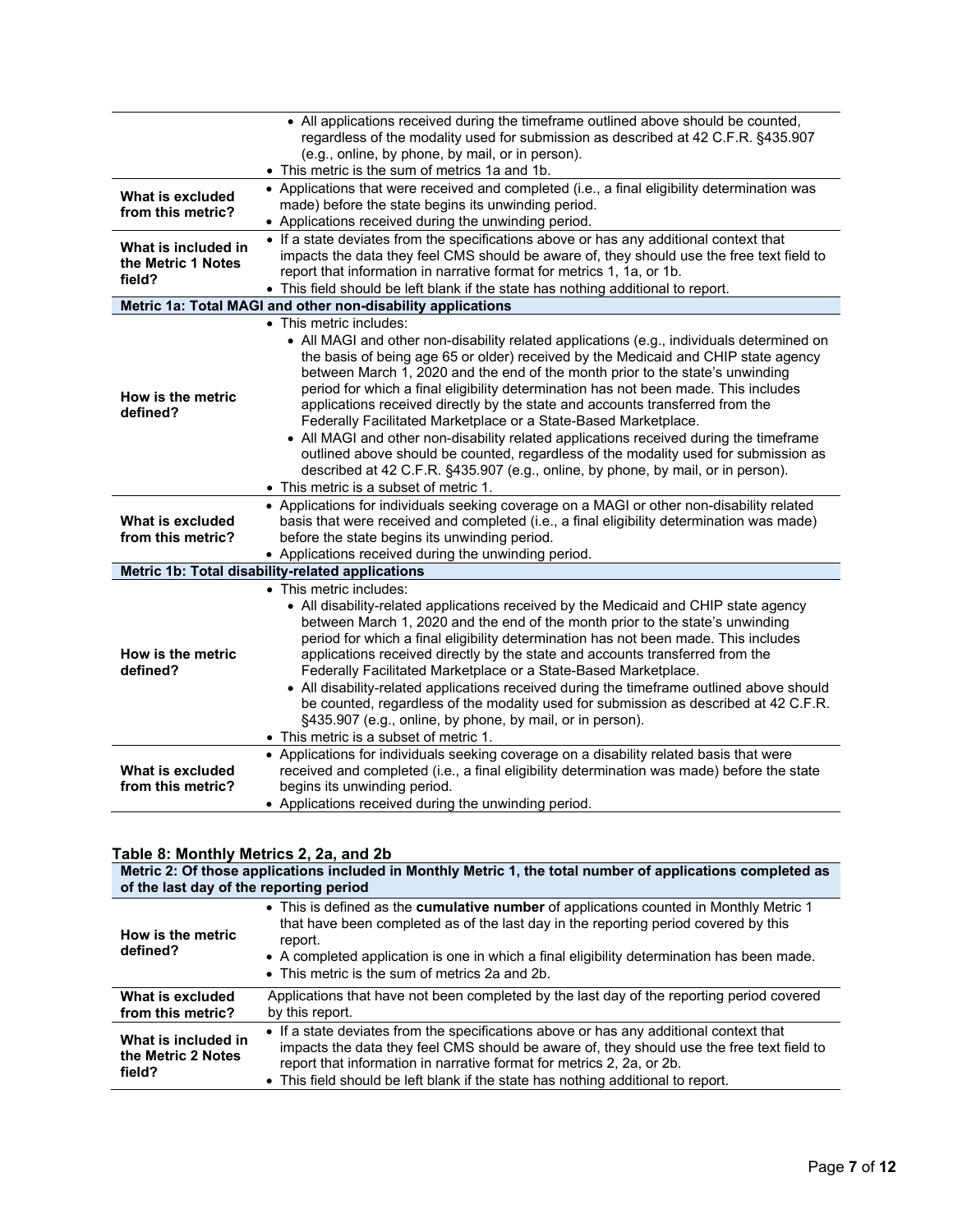| | |
|---|---|
| | • All applications received during the timeframe outlined above should be counted, regardless of the modality used for submission as described at 42 C.F.R. §435.907 (e.g., online, by phone, by mail, or in person).<br>• This metric is the sum of metrics 1a and 1b. |
| **What is excluded from this metric?** | • Applications that were received and completed (i.e., a final eligibility determination was made) before the state begins its unwinding period.<br>• Applications received during the unwinding period. |
| **What is included in the Metric 1 Notes field?** | • If a state deviates from the specifications above or has any additional context that impacts the data they feel CMS should be aware of, they should use the free text field to report that information in narrative format for metrics 1, 1a, or 1b.<br>• This field should be left blank if the state has nothing additional to report. |
| **Metric 1a: Total MAGI and other non-disability applications** | |
| **How is the metric defined?** | • This metric includes:<br>• All MAGI and other non-disability related applications (e.g., individuals determined on the basis of being age 65 or older) received by the Medicaid and CHIP state agency between March 1, 2020 and the end of the month prior to the state's unwinding period for which a final eligibility determination has not been made. This includes applications received directly by the state and accounts transferred from the Federally Facilitated Marketplace or a State-Based Marketplace.<br>• All MAGI and other non-disability related applications received during the timeframe outlined above should be counted, regardless of the modality used for submission as described at 42 C.F.R. §435.907 (e.g., online, by phone, by mail, or in person).<br>• This metric is a subset of metric 1. |
| **What is excluded from this metric?** | • Applications for individuals seeking coverage on a MAGI or other non-disability related basis that were received and completed (i.e., a final eligibility determination was made) before the state begins its unwinding period.<br>• Applications received during the unwinding period. |
| **Metric 1b: Total disability-related applications** | |
| **How is the metric defined?** | • This metric includes:<br>• All disability-related applications received by the Medicaid and CHIP state agency between March 1, 2020 and the end of the month prior to the state's unwinding period for which a final eligibility determination has not been made. This includes applications received directly by the state and accounts transferred from the Federally Facilitated Marketplace or a State-Based Marketplace.<br>• All disability-related applications received during the timeframe outlined above should be counted, regardless of the modality used for submission as described at 42 C.F.R. §435.907 (e.g., online, by phone, by mail, or in person).<br>• This metric is a subset of metric 1. |
| **What is excluded from this metric?** | • Applications for individuals seeking coverage on a disability related basis that were received and completed (i.e., a final eligibility determination was made) before the state begins its unwinding period.<br>• Applications received during the unwinding period. |

### Table 8: Monthly Metrics 2, 2a, and 2b

| **Metric 2: Of those applications included in Monthly Metric 1, the total number of applications completed as of the last day of the reporting period** | |
|---|---|
| **How is the metric defined?** | • This is defined as the **cumulative number** of applications counted in Monthly Metric 1 that have been completed as of the last day in the reporting period covered by this report.<br>• A completed application is one in which a final eligibility determination has been made.<br>• This metric is the sum of metrics 2a and 2b. |
| **What is excluded from this metric?** | Applications that have not been completed by the last day of the reporting period covered by this report. |
| **What is included in the Metric 2 Notes field?** | • If a state deviates from the specifications above or has any additional context that impacts the data they feel CMS should be aware of, they should use the free text field to report that information in narrative format for metrics 2, 2a, or 2b.<br>• This field should be left blank if the state has nothing additional to report. |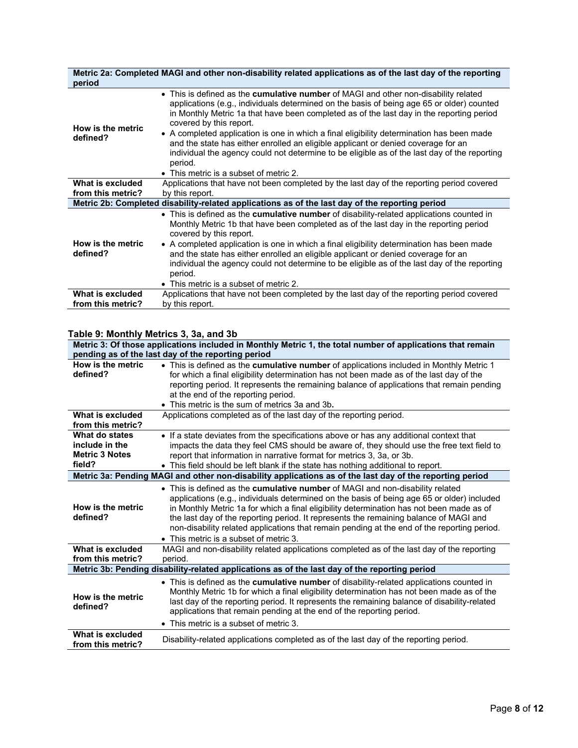| Metric 2a: Completed MAGI and other non-disability related applications as of the last day of the reporting period | |
|---|---|
| **How is the metric defined?** | • This is defined as the **cumulative number** of MAGI and other non-disability related applications (e.g., individuals determined on the basis of being age 65 or older) counted in Monthly Metric 1a that have been completed as of the last day in the reporting period covered by this report. • A completed application is one in which a final eligibility determination has been made and the state has either enrolled an eligible applicant or denied coverage for an individual the agency could not determine to be eligible as of the last day of the reporting period. • This metric is a subset of metric 2. |
| **What is excluded from this metric?** | Applications that have not been completed by the last day of the reporting period covered by this report. |
| **Metric 2b: Completed disability-related applications as of the last day of the reporting period** | |
| **How is the metric defined?** | • This is defined as the **cumulative number** of disability-related applications counted in Monthly Metric 1b that have been completed as of the last day in the reporting period covered by this report. • A completed application is one in which a final eligibility determination has been made and the state has either enrolled an eligible applicant or denied coverage for an individual the agency could not determine to be eligible as of the last day of the reporting period. • This metric is a subset of metric 2. |
| **What is excluded from this metric?** | Applications that have not been completed by the last day of the reporting period covered by this report. |

### Table 9: Monthly Metrics 3, 3a, and 3b

| Metric 3: Of those applications included in Monthly Metric 1, the total number of applications that remain pending as of the last day of the reporting period | |
|---|---|
| **How is the metric defined?** | • This is defined as the **cumulative number** of applications included in Monthly Metric 1 for which a final eligibility determination has not been made as of the last day of the reporting period. It represents the remaining balance of applications that remain pending at the end of the reporting period. • This metric is the sum of metrics 3a and 3b**.** |
| **What is excluded from this metric?** | Applications completed as of the last day of the reporting period. |
| **What do states include in the Metric 3 Notes field?** | • If a state deviates from the specifications above or has any additional context that impacts the data they feel CMS should be aware of, they should use the free text field to report that information in narrative format for metrics 3, 3a, or 3b. • This field should be left blank if the state has nothing additional to report. |
| **Metric 3a: Pending MAGI and other non-disability applications as of the last day of the reporting period** | |
| **How is the metric defined?** | • This is defined as the **cumulative number** of MAGI and non-disability related applications (e.g., individuals determined on the basis of being age 65 or older) included in Monthly Metric 1a for which a final eligibility determination has not been made as of the last day of the reporting period. It represents the remaining balance of MAGI and non-disability related applications that remain pending at the end of the reporting period. • This metric is a subset of metric 3. |
| **What is excluded from this metric?** | MAGI and non-disability related applications completed as of the last day of the reporting period. |
| **Metric 3b: Pending disability-related applications as of the last day of the reporting period** | |
| **How is the metric defined?** | • This is defined as the **cumulative number** of disability-related applications counted in Monthly Metric 1b for which a final eligibility determination has not been made as of the last day of the reporting period. It represents the remaining balance of disability-related applications that remain pending at the end of the reporting period. • This metric is a subset of metric 3. |
| **What is excluded from this metric?** | Disability-related applications completed as of the last day of the reporting period. |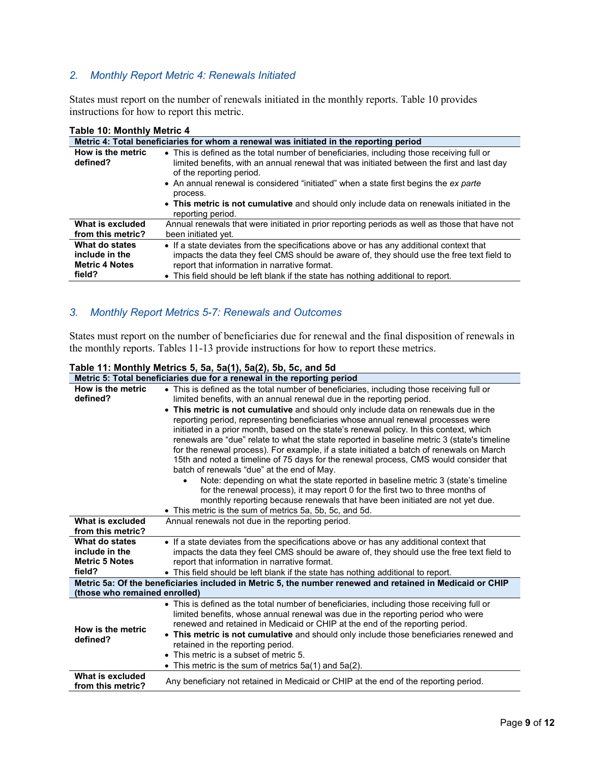### *2. Monthly Report Metric 4: Renewals Initiated*

States must report on the number of renewals initiated in the monthly reports. Table 10 provides instructions for how to report this metric.

**Table 10: Monthly Metric 4**

| **Metric 4: Total beneficiaries for whom a renewal was initiated in the reporting period** | |
|---|---|
| **How is the metric defined?** | • This is defined as the total number of beneficiaries, including those receiving full or limited benefits, with an annual renewal that was initiated between the first and last day of the reporting period.<br>• An annual renewal is considered "initiated" when a state first begins the *ex parte* process.<br>• **This metric is not cumulative** and should only include data on renewals initiated in the reporting period. |
| **What is excluded from this metric?** | Annual renewals that were initiated in prior reporting periods as well as those that have not been initiated yet. |
| **What do states include in the Metric 4 Notes field?** | • If a state deviates from the specifications above or has any additional context that impacts the data they feel CMS should be aware of, they should use the free text field to report that information in narrative format.<br>• This field should be left blank if the state has nothing additional to report. |

### *3. Monthly Report Metrics 5-7: Renewals and Outcomes*

States must report on the number of beneficiaries due for renewal and the final disposition of renewals in the monthly reports. Tables 11-13 provide instructions for how to report these metrics.

**Table 11: Monthly Metrics 5, 5a, 5a(1), 5a(2), 5b, 5c, and 5d**

| **Metric 5: Total beneficiaries due for a renewal in the reporting period** | |
|---|---|
| **How is the metric defined?** | • This is defined as the total number of beneficiaries, including those receiving full or limited benefits, with an annual renewal due in the reporting period.<br>• **This metric is not cumulative** and should only include data on renewals due in the reporting period, representing beneficiaries whose annual renewal processes were initiated in a prior month, based on the state's renewal policy. In this context, which renewals are "due" relate to what the state reported in baseline metric 3 (state's timeline for the renewal process). For example, if a state initiated a batch of renewals on March 15th and noted a timeline of 75 days for the renewal process, CMS would consider that batch of renewals "due" at the end of May.<br>&nbsp;&nbsp;&nbsp;&nbsp;◦ Note: depending on what the state reported in baseline metric 3 (state's timeline for the renewal process), it may report 0 for the first two to three months of monthly reporting because renewals that have been initiated are not yet due.<br>• This metric is the sum of metrics 5a, 5b, 5c, and 5d. |
| **What is excluded from this metric?** | Annual renewals not due in the reporting period. |
| **What do states include in the Metric 5 Notes field?** | • If a state deviates from the specifications above or has any additional context that impacts the data they feel CMS should be aware of, they should use the free text field to report that information in narrative format.<br>• This field should be left blank if the state has nothing additional to report. |
| **Metric 5a: Of the beneficiaries included in Metric 5, the number renewed and retained in Medicaid or CHIP (those who remained enrolled)** | |
| **How is the metric defined?** | • This is defined as the total number of beneficiaries, including those receiving full or limited benefits, whose annual renewal was due in the reporting period who were renewed and retained in Medicaid or CHIP at the end of the reporting period.<br>• **This metric is not cumulative** and should only include those beneficiaries renewed and retained in the reporting period.<br>• This metric is a subset of metric 5.<br>• This metric is the sum of metrics 5a(1) and 5a(2). |
| **What is excluded from this metric?** | Any beneficiary not retained in Medicaid or CHIP at the end of the reporting period. |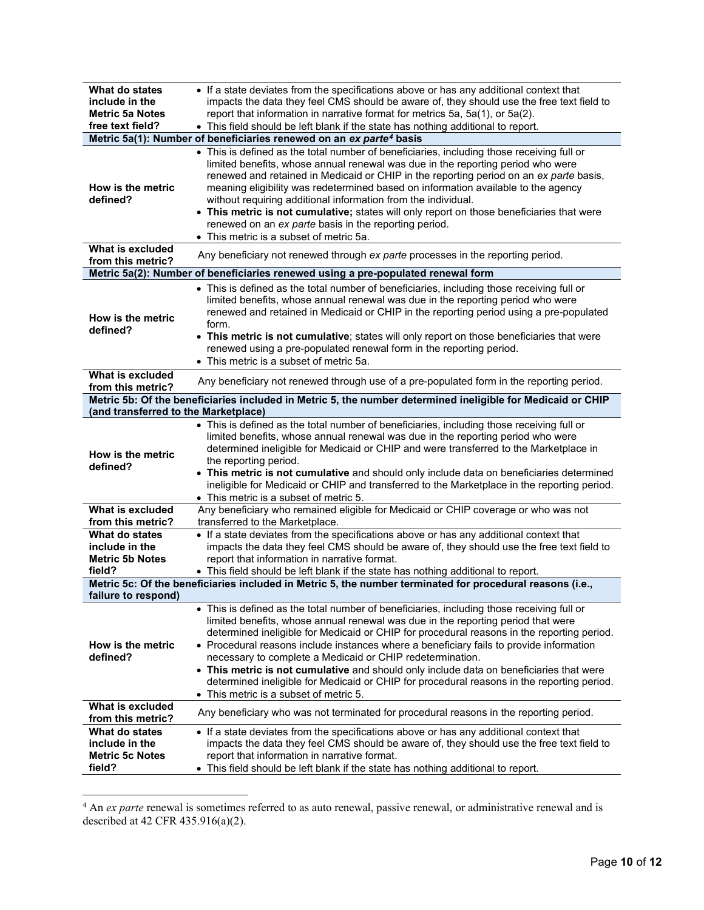| | |
|---|---|
| **What do states include in the Metric 5a Notes free text field?** | • If a state deviates from the specifications above or has any additional context that impacts the data they feel CMS should be aware of, they should use the free text field to report that information in narrative format for metrics 5a, 5a(1), or 5a(2).<br>• This field should be left blank if the state has nothing additional to report. |
| **Metric 5a(1): Number of beneficiaries renewed on an *ex parte*[4] basis** | |
| **How is the metric defined?** | • This is defined as the total number of beneficiaries, including those receiving full or limited benefits, whose annual renewal was due in the reporting period who were renewed and retained in Medicaid or CHIP in the reporting period on an *ex parte* basis, meaning eligibility was redetermined based on information available to the agency without requiring additional information from the individual.<br>• **This metric is not cumulative;** states will only report on those beneficiaries that were renewed on an *ex parte* basis in the reporting period.<br>• This metric is a subset of metric 5a. |
| **What is excluded from this metric?** | Any beneficiary not renewed through *ex parte* processes in the reporting period. |
| **Metric 5a(2): Number of beneficiaries renewed using a pre-populated renewal form** | |
| **How is the metric defined?** | • This is defined as the total number of beneficiaries, including those receiving full or limited benefits, whose annual renewal was due in the reporting period who were renewed and retained in Medicaid or CHIP in the reporting period using a pre-populated form.<br>• **This metric is not cumulative**; states will only report on those beneficiaries that were renewed using a pre-populated renewal form in the reporting period.<br>• This metric is a subset of metric 5a. |
| **What is excluded from this metric?** | Any beneficiary not renewed through use of a pre-populated form in the reporting period. |
| **Metric 5b: Of the beneficiaries included in Metric 5, the number determined ineligible for Medicaid or CHIP (and transferred to the Marketplace)** | |
| **How is the metric defined?** | • This is defined as the total number of beneficiaries, including those receiving full or limited benefits, whose annual renewal was due in the reporting period who were determined ineligible for Medicaid or CHIP and were transferred to the Marketplace in the reporting period.<br>• **This metric is not cumulative** and should only include data on beneficiaries determined ineligible for Medicaid or CHIP and transferred to the Marketplace in the reporting period.<br>• This metric is a subset of metric 5. |
| **What is excluded from this metric?** | Any beneficiary who remained eligible for Medicaid or CHIP coverage or who was not transferred to the Marketplace. |
| **What do states include in the Metric 5b Notes field?** | • If a state deviates from the specifications above or has any additional context that impacts the data they feel CMS should be aware of, they should use the free text field to report that information in narrative format.<br>• This field should be left blank if the state has nothing additional to report. |
| **Metric 5c: Of the beneficiaries included in Metric 5, the number terminated for procedural reasons (i.e., failure to respond)** | |
| **How is the metric defined?** | • This is defined as the total number of beneficiaries, including those receiving full or limited benefits, whose annual renewal was due in the reporting period that were determined ineligible for Medicaid or CHIP for procedural reasons in the reporting period.<br>• Procedural reasons include instances where a beneficiary fails to provide information necessary to complete a Medicaid or CHIP redetermination.<br>• **This metric is not cumulative** and should only include data on beneficiaries that were determined ineligible for Medicaid or CHIP for procedural reasons in the reporting period.<br>• This metric is a subset of metric 5. |
| **What is excluded from this metric?** | Any beneficiary who was not terminated for procedural reasons in the reporting period. |
| **What do states include in the Metric 5c Notes field?** | • If a state deviates from the specifications above or has any additional context that impacts the data they feel CMS should be aware of, they should use the free text field to report that information in narrative format.<br>• This field should be left blank if the state has nothing additional to report. |

[4] An *ex parte* renewal is sometimes referred to as auto renewal, passive renewal, or administrative renewal and is described at 42 CFR 435.916(a)(2).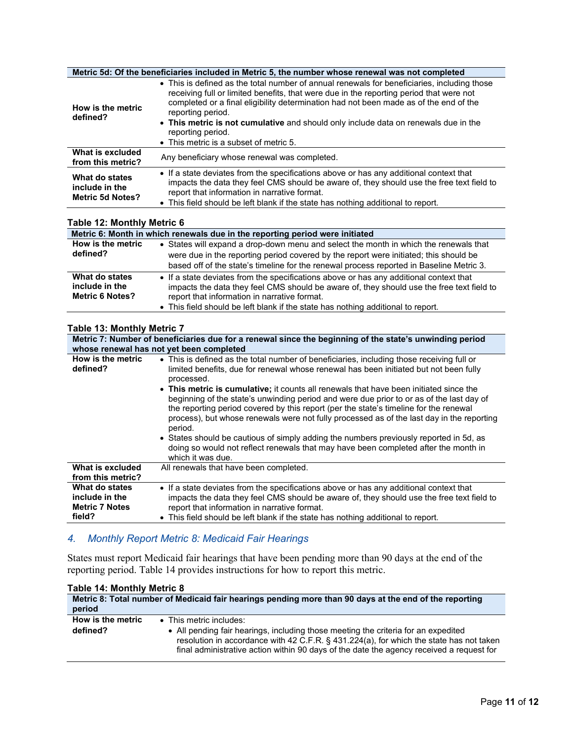| Metric 5d: Of the beneficiaries included in Metric 5, the number whose renewal was not completed | |
|---|---|
| **How is the metric defined?** | • This is defined as the total number of annual renewals for beneficiaries, including those receiving full or limited benefits, that were due in the reporting period that were not completed or a final eligibility determination had not been made as of the end of the reporting period.<br>• **This metric is not cumulative** and should only include data on renewals due in the reporting period.<br>• This metric is a subset of metric 5. |
| **What is excluded from this metric?** | Any beneficiary whose renewal was completed. |
| **What do states include in the Metric 5d Notes?** | • If a state deviates from the specifications above or has any additional context that impacts the data they feel CMS should be aware of, they should use the free text field to report that information in narrative format.<br>• This field should be left blank if the state has nothing additional to report. |

**Table 12: Monthly Metric 6**

| Metric 6: Month in which renewals due in the reporting period were initiated | |
|---|---|
| **How is the metric defined?** | • States will expand a drop-down menu and select the month in which the renewals that were due in the reporting period covered by the report were initiated; this should be based off of the state's timeline for the renewal process reported in Baseline Metric 3. |
| **What do states include in the Metric 6 Notes?** | • If a state deviates from the specifications above or has any additional context that impacts the data they feel CMS should be aware of, they should use the free text field to report that information in narrative format.<br>• This field should be left blank if the state has nothing additional to report. |

**Table 13: Monthly Metric 7**

| Metric 7: Number of beneficiaries due for a renewal since the beginning of the state's unwinding period whose renewal has not yet been completed | |
|---|---|
| **How is the metric defined?** | • This is defined as the total number of beneficiaries, including those receiving full or limited benefits, due for renewal whose renewal has been initiated but not been fully processed.<br>• **This metric is cumulative;** it counts all renewals that have been initiated since the beginning of the state's unwinding period and were due prior to or as of the last day of the reporting period covered by this report (per the state's timeline for the renewal process), but whose renewals were not fully processed as of the last day in the reporting period.<br>• States should be cautious of simply adding the numbers previously reported in 5d, as doing so would not reflect renewals that may have been completed after the month in which it was due. |
| **What is excluded from this metric?** | All renewals that have been completed. |
| **What do states include in the Metric 7 Notes field?** | • If a state deviates from the specifications above or has any additional context that impacts the data they feel CMS should be aware of, they should use the free text field to report that information in narrative format.<br>• This field should be left blank if the state has nothing additional to report. |

### *4. Monthly Report Metric 8: Medicaid Fair Hearings*

States must report Medicaid fair hearings that have been pending more than 90 days at the end of the reporting period. Table 14 provides instructions for how to report this metric.

**Table 14: Monthly Metric 8**

| Metric 8: Total number of Medicaid fair hearings pending more than 90 days at the end of the reporting period | |
|---|---|
| **How is the metric defined?** | • This metric includes:<br>  • All pending fair hearings, including those meeting the criteria for an expedited resolution in accordance with 42 C.F.R. § 431.224(a), for which the state has not taken final administrative action within 90 days of the date the agency received a request for |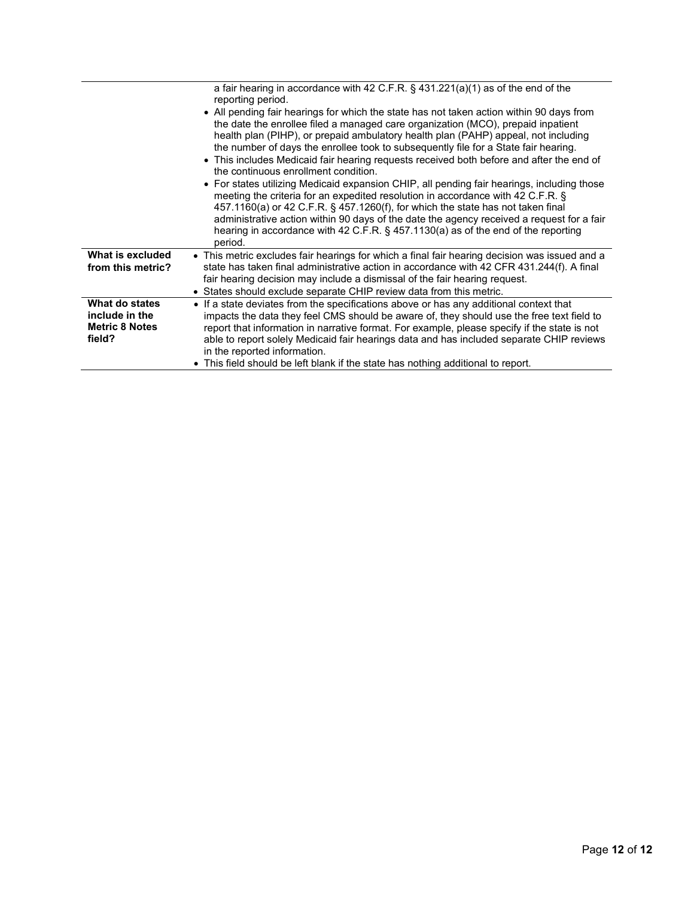| | |
|---|---|
| | a fair hearing in accordance with 42 C.F.R. § 431.221(a)(1) as of the end of the reporting period.<br>• All pending fair hearings for which the state has not taken action within 90 days from the date the enrollee filed a managed care organization (MCO), prepaid inpatient health plan (PIHP), or prepaid ambulatory health plan (PAHP) appeal, not including the number of days the enrollee took to subsequently file for a State fair hearing.<br>• This includes Medicaid fair hearing requests received both before and after the end of the continuous enrollment condition.<br>• For states utilizing Medicaid expansion CHIP, all pending fair hearings, including those meeting the criteria for an expedited resolution in accordance with 42 C.F.R. § 457.1160(a) or 42 C.F.R. § 457.1260(f), for which the state has not taken final administrative action within 90 days of the date the agency received a request for a fair hearing in accordance with 42 C.F.R. § 457.1130(a) as of the end of the reporting period. |
| **What is excluded from this metric?** | • This metric excludes fair hearings for which a final fair hearing decision was issued and a state has taken final administrative action in accordance with 42 CFR 431.244(f). A final fair hearing decision may include a dismissal of the fair hearing request.<br>• States should exclude separate CHIP review data from this metric. |
| **What do states include in the Metric 8 Notes field?** | • If a state deviates from the specifications above or has any additional context that impacts the data they feel CMS should be aware of, they should use the free text field to report that information in narrative format. For example, please specify if the state is not able to report solely Medicaid fair hearings data and has included separate CHIP reviews in the reported information.<br>• This field should be left blank if the state has nothing additional to report. |